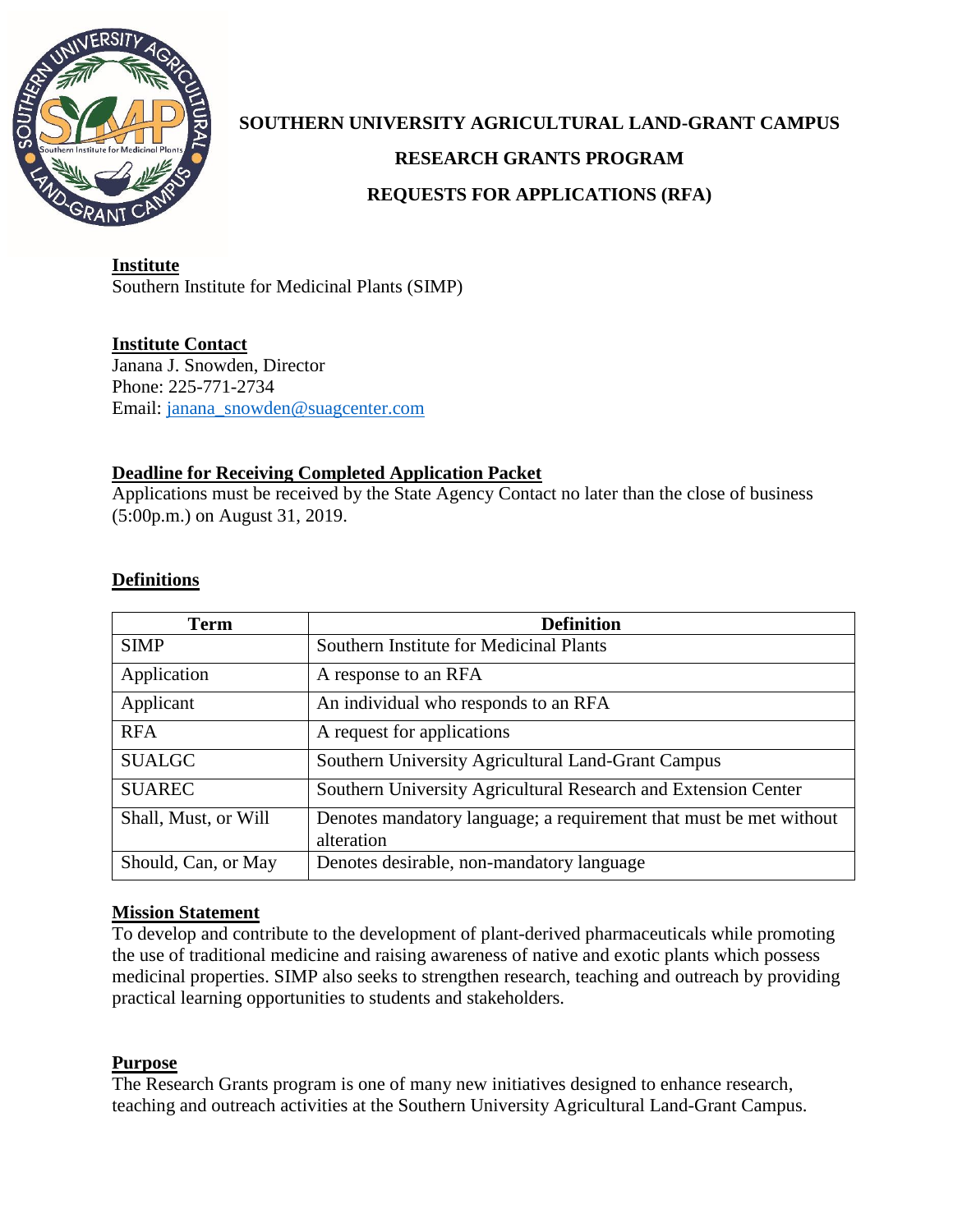# SOUTHERN UNIVERSITY AGRICULTURAL LAND-GRANT CAMPUS

## RESEARCH GRANTS PROGRAM

## REQUESTS FOR APPLICATIONS (RFA)

**Institute**

Southern Institute for Medicinal Plants (SIMP)

**Institute Contact**

Janana J. Snowden, Director
Phone: 225-771-2734
Email: janana_snowden@suagcenter.com

**Deadline for Receiving Completed Application Packet**

Applications must be received by the State Agency Contact no later than the close of business (5:00p.m.) on August 31, 2019.

**Definitions**

| Term | Definition |
| --- | --- |
| SIMP | Southern Institute for Medicinal Plants |
| Application | A response to an RFA |
| Applicant | An individual who responds to an RFA |
| RFA | A request for applications |
| SUALGC | Southern University Agricultural Land-Grant Campus |
| SUAREC | Southern University Agricultural Research and Extension Center |
| Shall, Must, or Will | Denotes mandatory language; a requirement that must be met without alteration |
| Should, Can, or May | Denotes desirable, non-mandatory language |

**Mission Statement**

To develop and contribute to the development of plant-derived pharmaceuticals while promoting the use of traditional medicine and raising awareness of native and exotic plants which possess medicinal properties. SIMP also seeks to strengthen research, teaching and outreach by providing practical learning opportunities to students and stakeholders.

**Purpose**

The Research Grants program is one of many new initiatives designed to enhance research, teaching and outreach activities at the Southern University Agricultural Land-Grant Campus.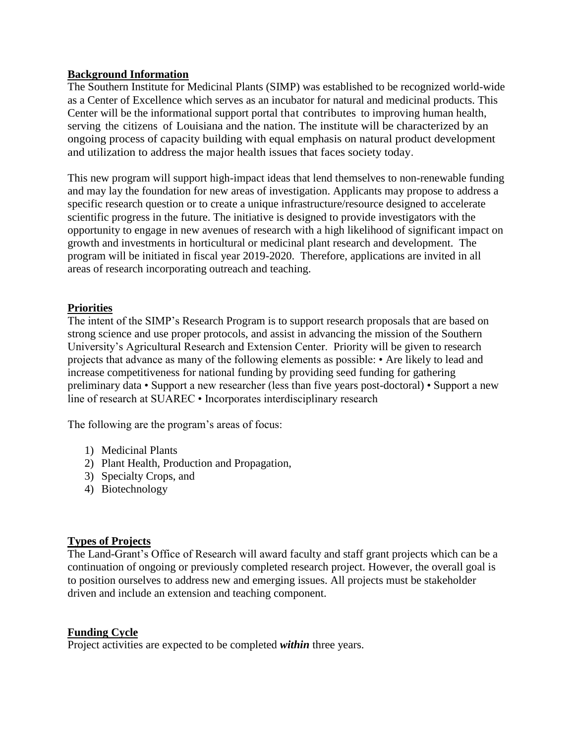## **Background Information**

The Southern Institute for Medicinal Plants (SIMP) was established to be recognized world-wide as a Center of Excellence which serves as an incubator for natural and medicinal products. This Center will be the informational support portal that contributes to improving human health, serving the citizens of Louisiana and the nation. The institute will be characterized by an ongoing process of capacity building with equal emphasis on natural product development and utilization to address the major health issues that faces society today.

This new program will support high-impact ideas that lend themselves to non-renewable funding and may lay the foundation for new areas of investigation. Applicants may propose to address a specific research question or to create a unique infrastructure/resource designed to accelerate scientific progress in the future. The initiative is designed to provide investigators with the opportunity to engage in new avenues of research with a high likelihood of significant impact on growth and investments in horticultural or medicinal plant research and development. The program will be initiated in fiscal year 2019-2020. Therefore, applications are invited in all areas of research incorporating outreach and teaching.

## **Priorities**

The intent of the SIMP's Research Program is to support research proposals that are based on strong science and use proper protocols, and assist in advancing the mission of the Southern University's Agricultural Research and Extension Center. Priority will be given to research projects that advance as many of the following elements as possible: • Are likely to lead and increase competitiveness for national funding by providing seed funding for gathering preliminary data • Support a new researcher (less than five years post-doctoral) • Support a new line of research at SUAREC • Incorporates interdisciplinary research

The following are the program's areas of focus:

1) Medicinal Plants
2) Plant Health, Production and Propagation,
3) Specialty Crops, and
4) Biotechnology

## **Types of Projects**

The Land-Grant's Office of Research will award faculty and staff grant projects which can be a continuation of ongoing or previously completed research project. However, the overall goal is to position ourselves to address new and emerging issues. All projects must be stakeholder driven and include an extension and teaching component.

## **Funding Cycle**

Project activities are expected to be completed ***within*** three years.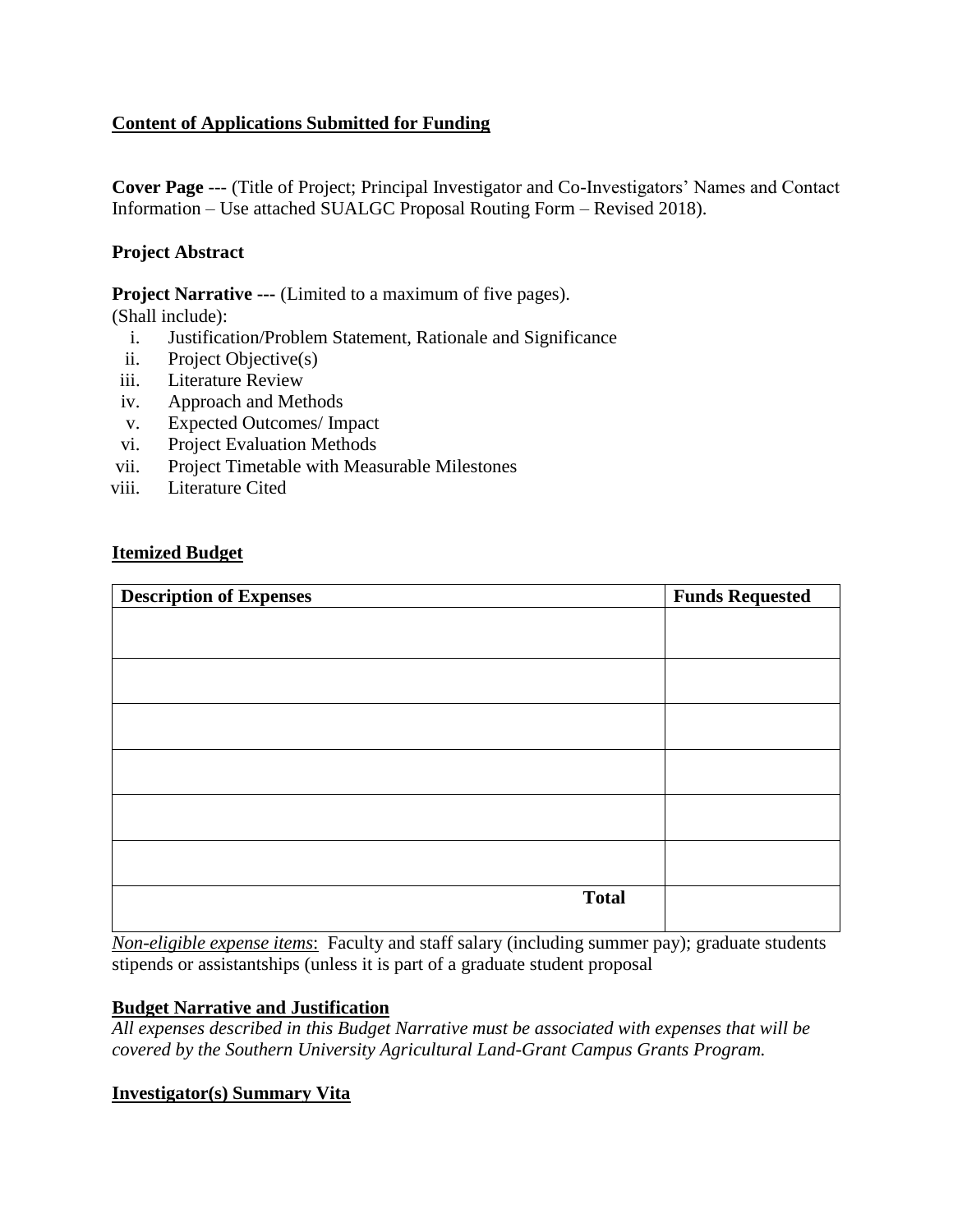## Content of Applications Submitted for Funding

**Cover Page** --- (Title of Project; Principal Investigator and Co-Investigators' Names and Contact Information – Use attached SUALGC Proposal Routing Form – Revised 2018).

**Project Abstract**

**Project Narrative ---** (Limited to a maximum of five pages).
(Shall include):

i. Justification/Problem Statement, Rationale and Significance
ii. Project Objective(s)
iii. Literature Review
iv. Approach and Methods
v. Expected Outcomes/ Impact
vi. Project Evaluation Methods
vii. Project Timetable with Measurable Milestones
viii. Literature Cited

## Itemized Budget

| Description of Expenses | Funds Requested |
|---|---|
| | |
| | |
| | |
| | |
| | |
| | |
| **Total** | |

*Non-eligible expense items*: Faculty and staff salary (including summer pay); graduate students stipends or assistantships (unless it is part of a graduate student proposal

## Budget Narrative and Justification

*All expenses described in this Budget Narrative must be associated with expenses that will be covered by the Southern University Agricultural Land-Grant Campus Grants Program.*

## Investigator(s) Summary Vita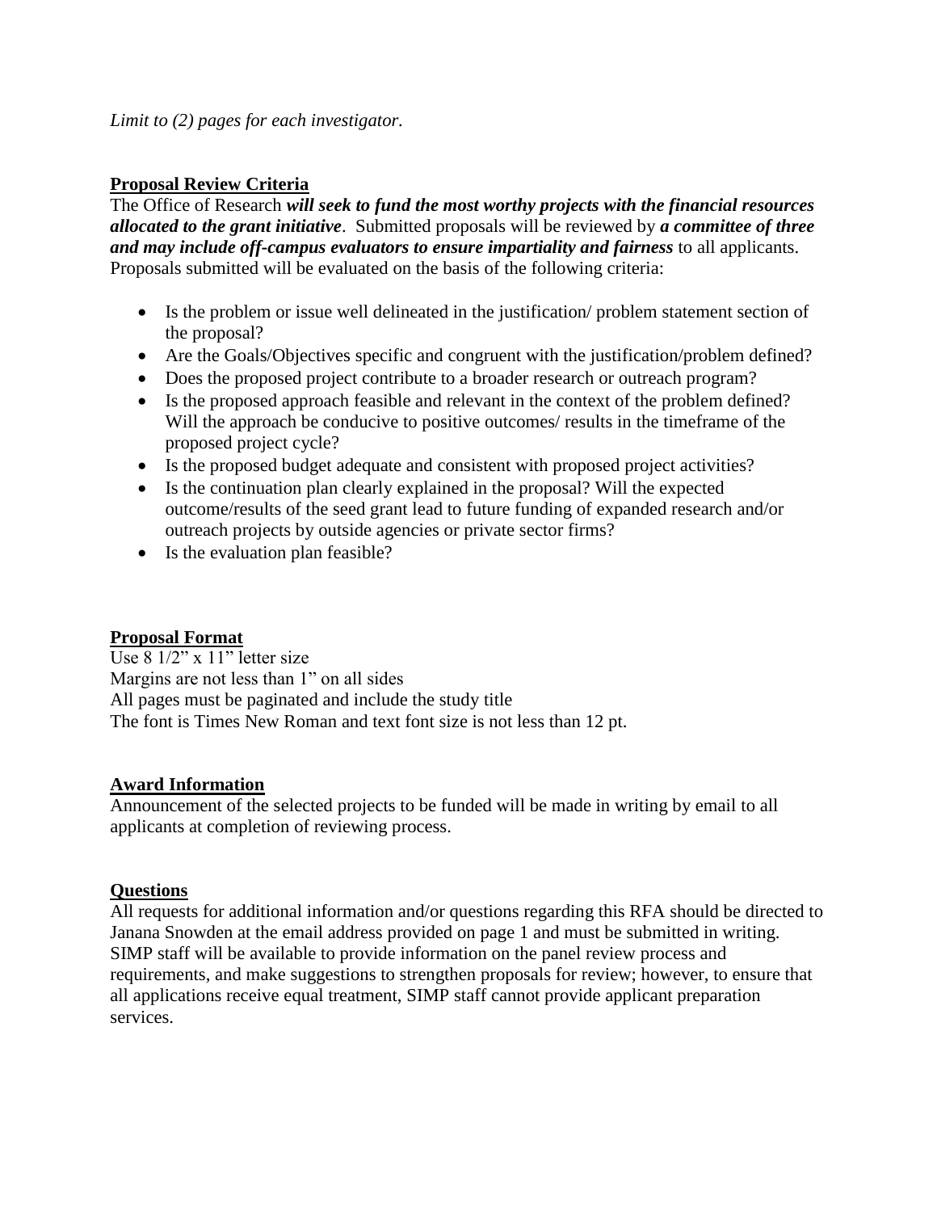*Limit to (2) pages for each investigator.*

**Proposal Review Criteria**

The Office of Research ***will seek to fund the most worthy projects with the financial resources allocated to the grant initiative***. Submitted proposals will be reviewed by ***a committee of three and may include off-campus evaluators to ensure impartiality and fairness*** to all applicants. Proposals submitted will be evaluated on the basis of the following criteria:

- Is the problem or issue well delineated in the justification/ problem statement section of the proposal?
- Are the Goals/Objectives specific and congruent with the justification/problem defined?
- Does the proposed project contribute to a broader research or outreach program?
- Is the proposed approach feasible and relevant in the context of the problem defined? Will the approach be conducive to positive outcomes/ results in the timeframe of the proposed project cycle?
- Is the proposed budget adequate and consistent with proposed project activities?
- Is the continuation plan clearly explained in the proposal? Will the expected outcome/results of the seed grant lead to future funding of expanded research and/or outreach projects by outside agencies or private sector firms?
- Is the evaluation plan feasible?

**Proposal Format**

Use 8 1/2" x 11" letter size
Margins are not less than 1" on all sides
All pages must be paginated and include the study title
The font is Times New Roman and text font size is not less than 12 pt.

**Award Information**

Announcement of the selected projects to be funded will be made in writing by email to all applicants at completion of reviewing process.

**Questions**

All requests for additional information and/or questions regarding this RFA should be directed to Janana Snowden at the email address provided on page 1 and must be submitted in writing. SIMP staff will be available to provide information on the panel review process and requirements, and make suggestions to strengthen proposals for review; however, to ensure that all applications receive equal treatment, SIMP staff cannot provide applicant preparation services.